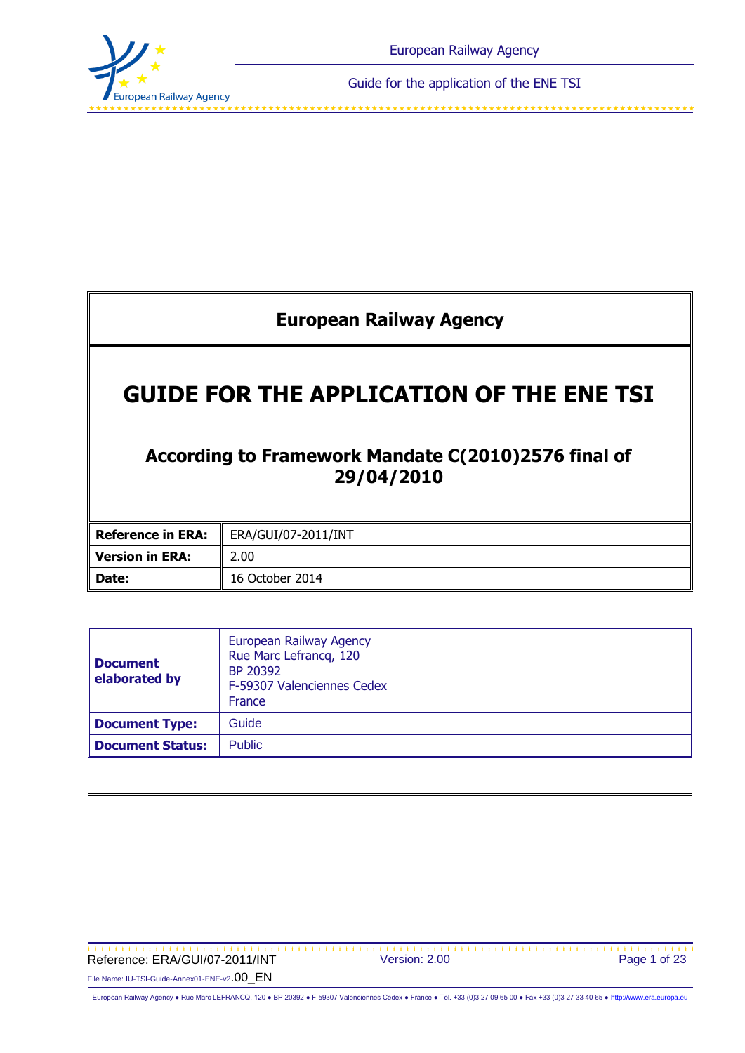# European Railway Agency

# GUIDE FOR THE APPLICATION OF THE ENE TSI

## According to Framework Mandate C(2010)2576 final of 29/04/2010

| **Reference in ERA:** | ERA/GUI/07-2011/INT |
|---|---|
| **Version in ERA:** | 2.00 |
| **Date:** | 16 October 2014 |

| **Document elaborated by** | European Railway Agency<br>Rue Marc Lefrancq, 120<br>BP 20392<br>F-59307 Valenciennes Cedex<br>France |
|---|---|
| **Document Type:** | Guide |
| **Document Status:** | Public |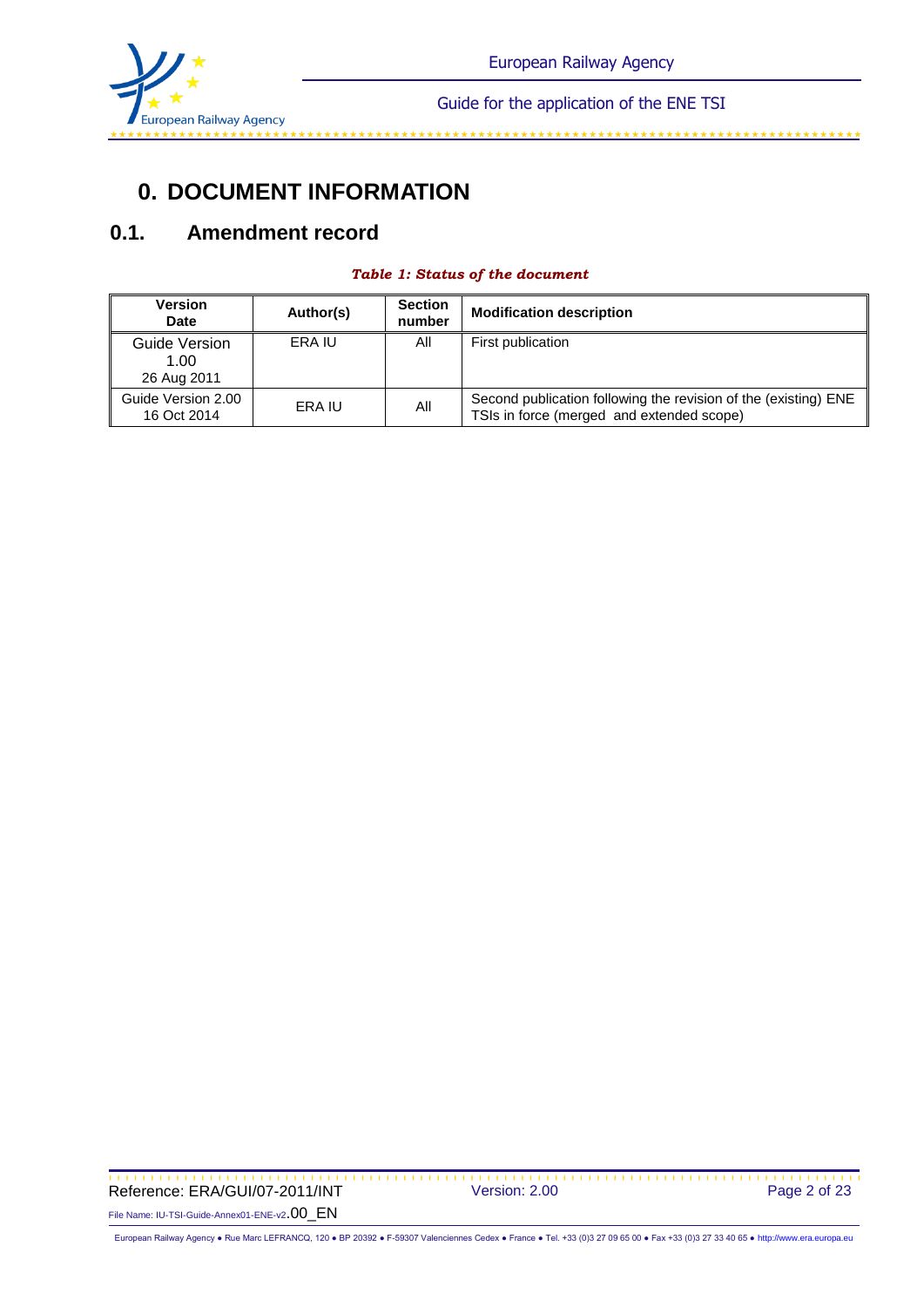# 0. DOCUMENT INFORMATION

## 0.1. Amendment record

*Table 1: Status of the document*

| Version Date | Author(s) | Section number | Modification description |
|---|---|---|---|
| Guide Version 1.00 26 Aug 2011 | ERA IU | All | First publication |
| Guide Version 2.00 16 Oct 2014 | ERA IU | All | Second publication following the revision of the (existing) ENE TSIs in force (merged and extended scope) |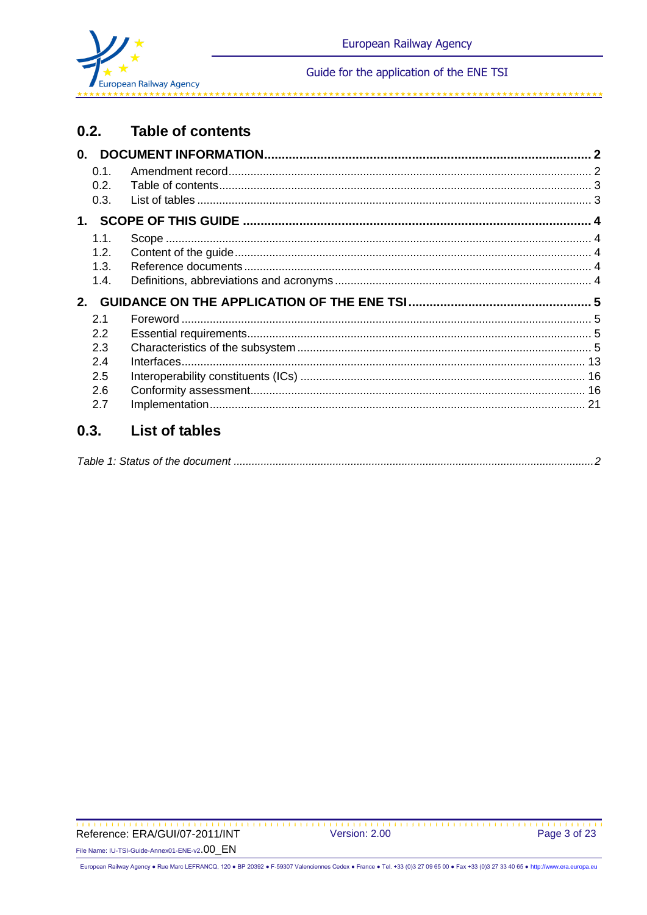## 0.2. Table of contents

**0. DOCUMENT INFORMATION .......... 2**

- 0.1. Amendment record .......... 2
- 0.2. Table of contents .......... 3
- 0.3. List of tables .......... 3

**1. SCOPE OF THIS GUIDE .......... 4**

- 1.1. Scope .......... 4
- 1.2. Content of the guide .......... 4
- 1.3. Reference documents .......... 4
- 1.4. Definitions, abbreviations and acronyms .......... 4

**2. GUIDANCE ON THE APPLICATION OF THE ENE TSI .......... 5**

- 2.1 Foreword .......... 5
- 2.2 Essential requirements .......... 5
- 2.3 Characteristics of the subsystem .......... 5
- 2.4 Interfaces .......... 13
- 2.5 Interoperability constituents (ICs) .......... 16
- 2.6 Conformity assessment .......... 16
- 2.7 Implementation .......... 21

## 0.3. List of tables

*Table 1: Status of the document .......... 2*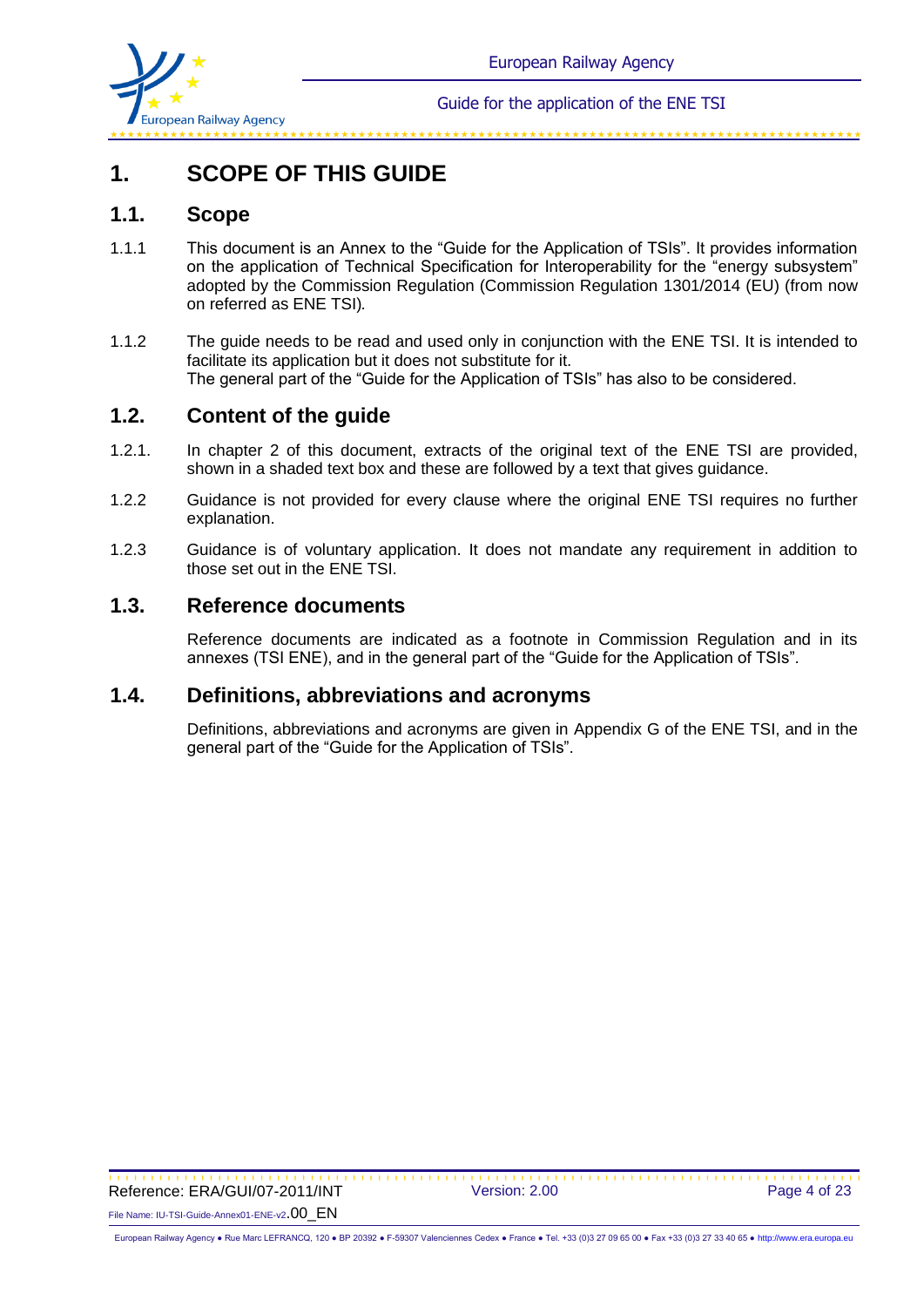# 1. SCOPE OF THIS GUIDE

## 1.1. Scope

1.1.1 This document is an Annex to the "Guide for the Application of TSIs". It provides information on the application of Technical Specification for Interoperability for the "energy subsystem" adopted by the Commission Regulation (Commission Regulation 1301/2014 (EU) (from now on referred as ENE TSI).

1.1.2 The guide needs to be read and used only in conjunction with the ENE TSI. It is intended to facilitate its application but it does not substitute for it.
The general part of the "Guide for the Application of TSIs" has also to be considered.

## 1.2. Content of the guide

1.2.1. In chapter 2 of this document, extracts of the original text of the ENE TSI are provided, shown in a shaded text box and these are followed by a text that gives guidance.

1.2.2 Guidance is not provided for every clause where the original ENE TSI requires no further explanation.

1.2.3 Guidance is of voluntary application. It does not mandate any requirement in addition to those set out in the ENE TSI.

## 1.3. Reference documents

Reference documents are indicated as a footnote in Commission Regulation and in its annexes (TSI ENE), and in the general part of the "Guide for the Application of TSIs".

## 1.4. Definitions, abbreviations and acronyms

Definitions, abbreviations and acronyms are given in Appendix G of the ENE TSI, and in the general part of the "Guide for the Application of TSIs".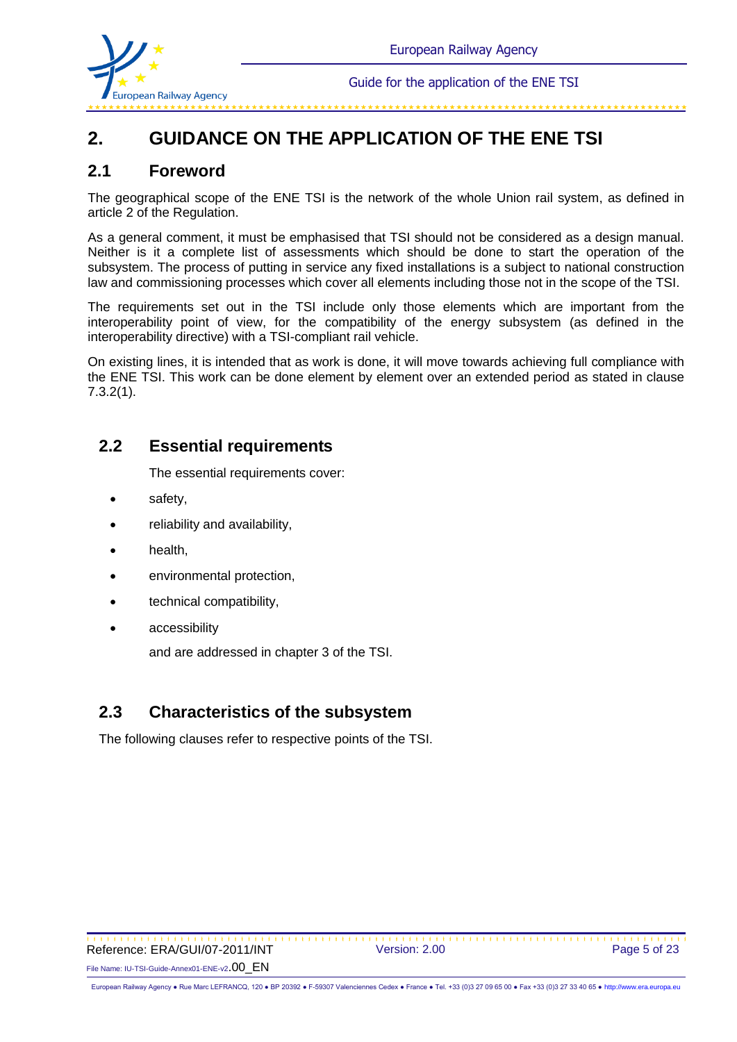# 2. GUIDANCE ON THE APPLICATION OF THE ENE TSI

## 2.1 Foreword

The geographical scope of the ENE TSI is the network of the whole Union rail system, as defined in article 2 of the Regulation.

As a general comment, it must be emphasised that TSI should not be considered as a design manual. Neither is it a complete list of assessments which should be done to start the operation of the subsystem. The process of putting in service any fixed installations is a subject to national construction law and commissioning processes which cover all elements including those not in the scope of the TSI.

The requirements set out in the TSI include only those elements which are important from the interoperability point of view, for the compatibility of the energy subsystem (as defined in the interoperability directive) with a TSI-compliant rail vehicle.

On existing lines, it is intended that as work is done, it will move towards achieving full compliance with the ENE TSI. This work can be done element by element over an extended period as stated in clause 7.3.2(1).

## 2.2 Essential requirements

The essential requirements cover:

- safety,
- reliability and availability,
- health,
- environmental protection,
- technical compatibility,
- accessibility

and are addressed in chapter 3 of the TSI.

## 2.3 Characteristics of the subsystem

The following clauses refer to respective points of the TSI.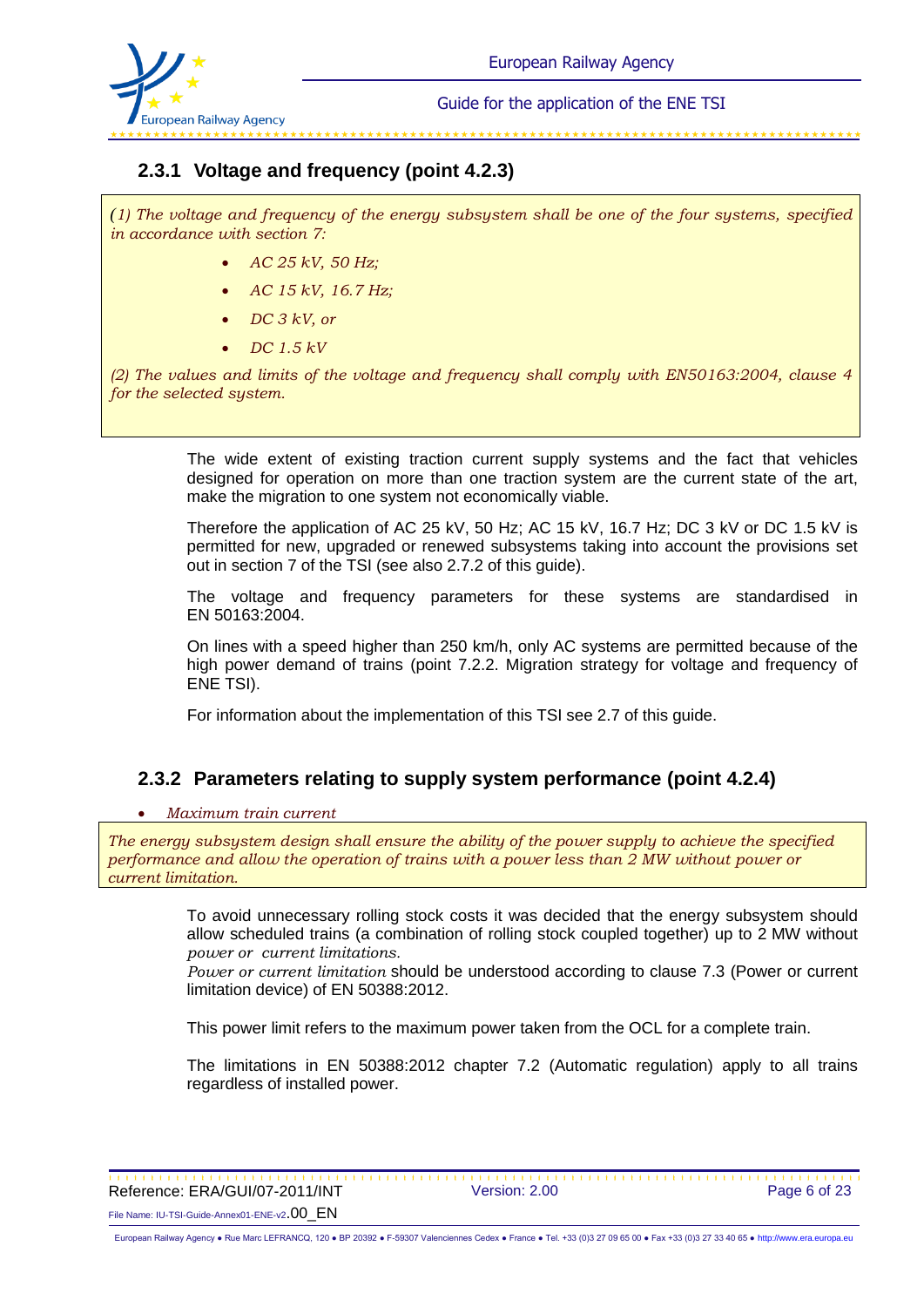### 2.3.1 Voltage and frequency (point 4.2.3)

> *(1) The voltage and frequency of the energy subsystem shall be one of the four systems, specified in accordance with section 7:*
>
> - *AC 25 kV, 50 Hz;*
> - *AC 15 kV, 16.7 Hz;*
> - *DC 3 kV, or*
> - *DC 1.5 kV*
>
> *(2) The values and limits of the voltage and frequency shall comply with EN50163:2004, clause 4 for the selected system.*

The wide extent of existing traction current supply systems and the fact that vehicles designed for operation on more than one traction system are the current state of the art, make the migration to one system not economically viable.

Therefore the application of AC 25 kV, 50 Hz; AC 15 kV, 16.7 Hz; DC 3 kV or DC 1.5 kV is permitted for new, upgraded or renewed subsystems taking into account the provisions set out in section 7 of the TSI (see also 2.7.2 of this guide).

The voltage and frequency parameters for these systems are standardised in EN 50163:2004.

On lines with a speed higher than 250 km/h, only AC systems are permitted because of the high power demand of trains (point 7.2.2. Migration strategy for voltage and frequency of ENE TSI).

For information about the implementation of this TSI see 2.7 of this guide.

### 2.3.2 Parameters relating to supply system performance (point 4.2.4)

- *Maximum train current*

> *The energy subsystem design shall ensure the ability of the power supply to achieve the specified performance and allow the operation of trains with a power less than 2 MW without power or current limitation.*

To avoid unnecessary rolling stock costs it was decided that the energy subsystem should allow scheduled trains (a combination of rolling stock coupled together) up to 2 MW without *power or current limitations.*
*Power or current limitation* should be understood according to clause 7.3 (Power or current limitation device) of EN 50388:2012.

This power limit refers to the maximum power taken from the OCL for a complete train.

The limitations in EN 50388:2012 chapter 7.2 (Automatic regulation) apply to all trains regardless of installed power.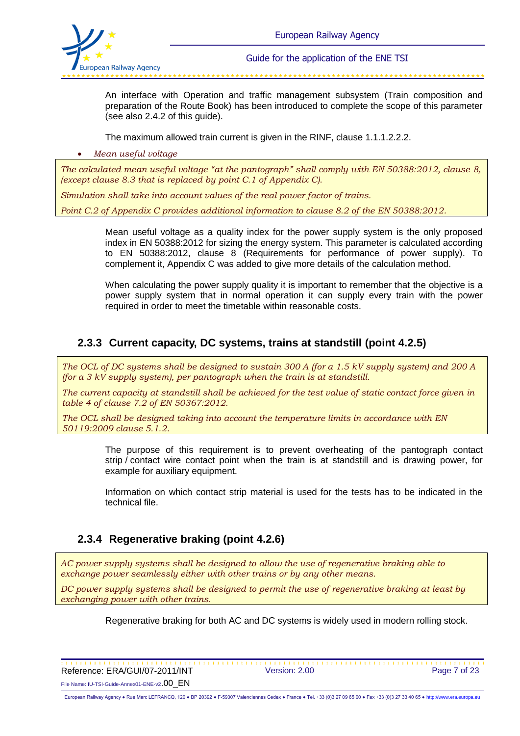An interface with Operation and traffic management subsystem (Train composition and preparation of the Route Book) has been introduced to complete the scope of this parameter (see also 2.4.2 of this guide).

The maximum allowed train current is given in the RINF, clause 1.1.1.2.2.2.

- *Mean useful voltage*

> *The calculated mean useful voltage "at the pantograph" shall comply with EN 50388:2012, clause 8, (except clause 8.3 that is replaced by point C.1 of Appendix C).*
>
> *Simulation shall take into account values of the real power factor of trains.*
>
> *Point C.2 of Appendix C provides additional information to clause 8.2 of the EN 50388:2012.*

Mean useful voltage as a quality index for the power supply system is the only proposed index in EN 50388:2012 for sizing the energy system. This parameter is calculated according to EN 50388:2012, clause 8 (Requirements for performance of power supply). To complement it, Appendix C was added to give more details of the calculation method.

When calculating the power supply quality it is important to remember that the objective is a power supply system that in normal operation it can supply every train with the power required in order to meet the timetable within reasonable costs.

### 2.3.3 Current capacity, DC systems, trains at standstill (point 4.2.5)

> *The OCL of DC systems shall be designed to sustain 300 A (for a 1.5 kV supply system) and 200 A (for a 3 kV supply system), per pantograph when the train is at standstill.*
>
> *The current capacity at standstill shall be achieved for the test value of static contact force given in table 4 of clause 7.2 of EN 50367:2012.*
>
> *The OCL shall be designed taking into account the temperature limits in accordance with EN 50119:2009 clause 5.1.2.*

The purpose of this requirement is to prevent overheating of the pantograph contact strip / contact wire contact point when the train is at standstill and is drawing power, for example for auxiliary equipment.

Information on which contact strip material is used for the tests has to be indicated in the technical file.

### 2.3.4 Regenerative braking (point 4.2.6)

> *AC power supply systems shall be designed to allow the use of regenerative braking able to exchange power seamlessly either with other trains or by any other means.*
>
> *DC power supply systems shall be designed to permit the use of regenerative braking at least by exchanging power with other trains.*

Regenerative braking for both AC and DC systems is widely used in modern rolling stock.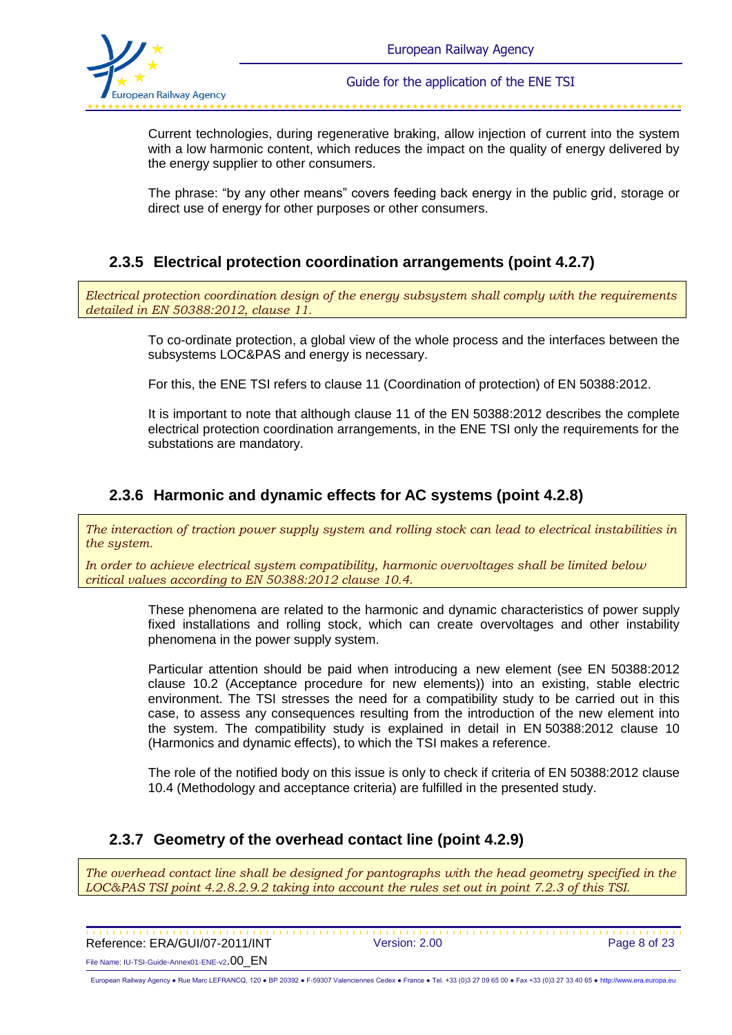Current technologies, during regenerative braking, allow injection of current into the system with a low harmonic content, which reduces the impact on the quality of energy delivered by the energy supplier to other consumers.

The phrase: "by any other means" covers feeding back energy in the public grid, storage or direct use of energy for other purposes or other consumers.

### 2.3.5 Electrical protection coordination arrangements (point 4.2.7)

> *Electrical protection coordination design of the energy subsystem shall comply with the requirements detailed in EN 50388:2012, clause 11.*

To co-ordinate protection, a global view of the whole process and the interfaces between the subsystems LOC&PAS and energy is necessary.

For this, the ENE TSI refers to clause 11 (Coordination of protection) of EN 50388:2012.

It is important to note that although clause 11 of the EN 50388:2012 describes the complete electrical protection coordination arrangements, in the ENE TSI only the requirements for the substations are mandatory.

### 2.3.6 Harmonic and dynamic effects for AC systems (point 4.2.8)

> *The interaction of traction power supply system and rolling stock can lead to electrical instabilities in the system.*
>
> *In order to achieve electrical system compatibility, harmonic overvoltages shall be limited below critical values according to EN 50388:2012 clause 10.4.*

These phenomena are related to the harmonic and dynamic characteristics of power supply fixed installations and rolling stock, which can create overvoltages and other instability phenomena in the power supply system.

Particular attention should be paid when introducing a new element (see EN 50388:2012 clause 10.2 (Acceptance procedure for new elements)) into an existing, stable electric environment. The TSI stresses the need for a compatibility study to be carried out in this case, to assess any consequences resulting from the introduction of the new element into the system. The compatibility study is explained in detail in EN 50388:2012 clause 10 (Harmonics and dynamic effects), to which the TSI makes a reference.

The role of the notified body on this issue is only to check if criteria of EN 50388:2012 clause 10.4 (Methodology and acceptance criteria) are fulfilled in the presented study.

### 2.3.7 Geometry of the overhead contact line (point 4.2.9)

> *The overhead contact line shall be designed for pantographs with the head geometry specified in the LOC&PAS TSI point 4.2.8.2.9.2 taking into account the rules set out in point 7.2.3 of this TSI.*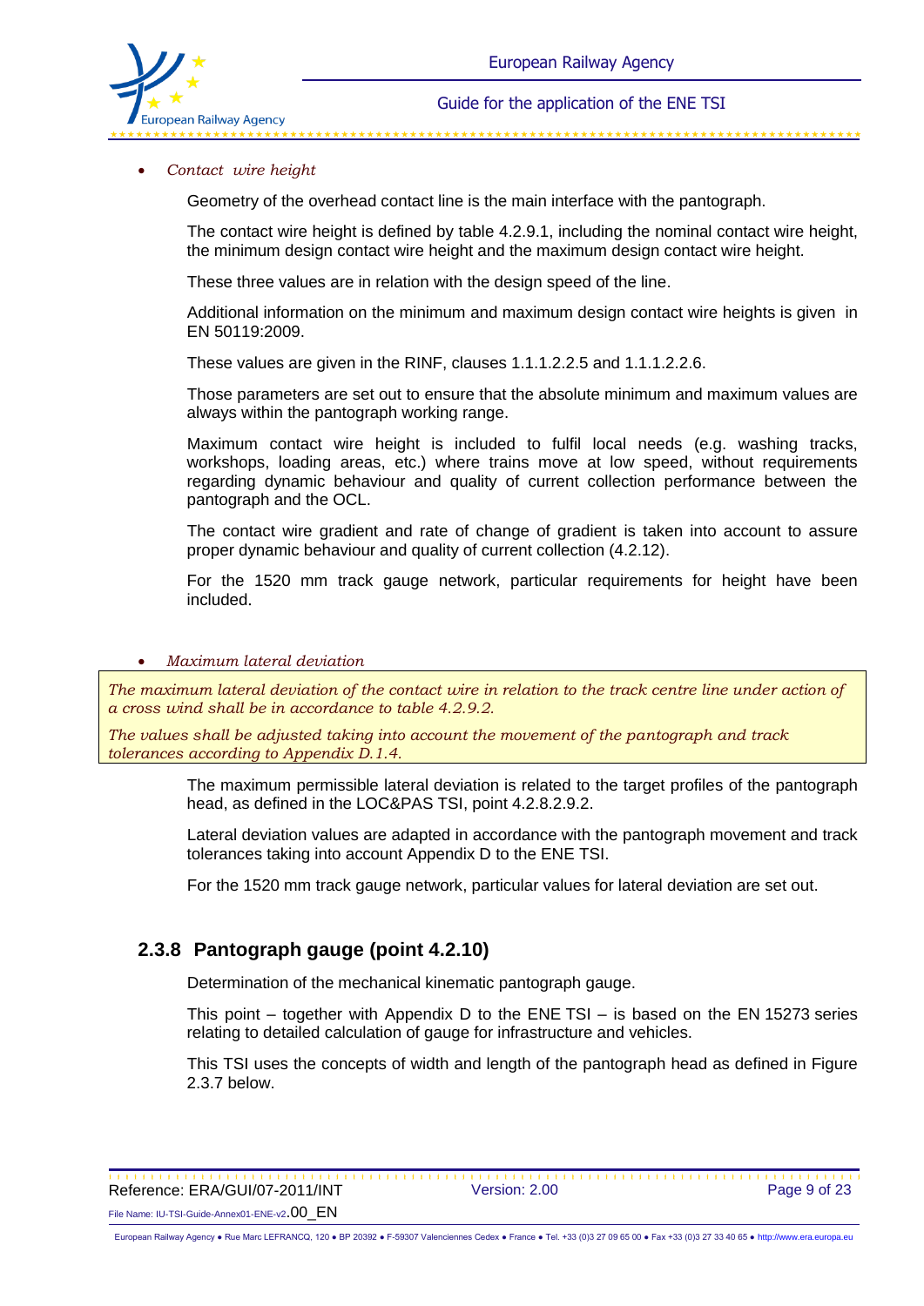- *Contact wire height*

Geometry of the overhead contact line is the main interface with the pantograph.

The contact wire height is defined by table 4.2.9.1, including the nominal contact wire height, the minimum design contact wire height and the maximum design contact wire height.

These three values are in relation with the design speed of the line.

Additional information on the minimum and maximum design contact wire heights is given in EN 50119:2009.

These values are given in the RINF, clauses 1.1.1.2.2.5 and 1.1.1.2.2.6.

Those parameters are set out to ensure that the absolute minimum and maximum values are always within the pantograph working range.

Maximum contact wire height is included to fulfil local needs (e.g. washing tracks, workshops, loading areas, etc.) where trains move at low speed, without requirements regarding dynamic behaviour and quality of current collection performance between the pantograph and the OCL.

The contact wire gradient and rate of change of gradient is taken into account to assure proper dynamic behaviour and quality of current collection (4.2.12).

For the 1520 mm track gauge network, particular requirements for height have been included.

- *Maximum lateral deviation*

*The maximum lateral deviation of the contact wire in relation to the track centre line under action of a cross wind shall be in accordance to table 4.2.9.2.*

*The values shall be adjusted taking into account the movement of the pantograph and track tolerances according to Appendix D.1.4.*

The maximum permissible lateral deviation is related to the target profiles of the pantograph head, as defined in the LOC&PAS TSI, point 4.2.8.2.9.2.

Lateral deviation values are adapted in accordance with the pantograph movement and track tolerances taking into account Appendix D to the ENE TSI.

For the 1520 mm track gauge network, particular values for lateral deviation are set out.

### 2.3.8 Pantograph gauge (point 4.2.10)

Determination of the mechanical kinematic pantograph gauge.

This point – together with Appendix D to the ENE TSI – is based on the EN 15273 series relating to detailed calculation of gauge for infrastructure and vehicles.

This TSI uses the concepts of width and length of the pantograph head as defined in Figure 2.3.7 below.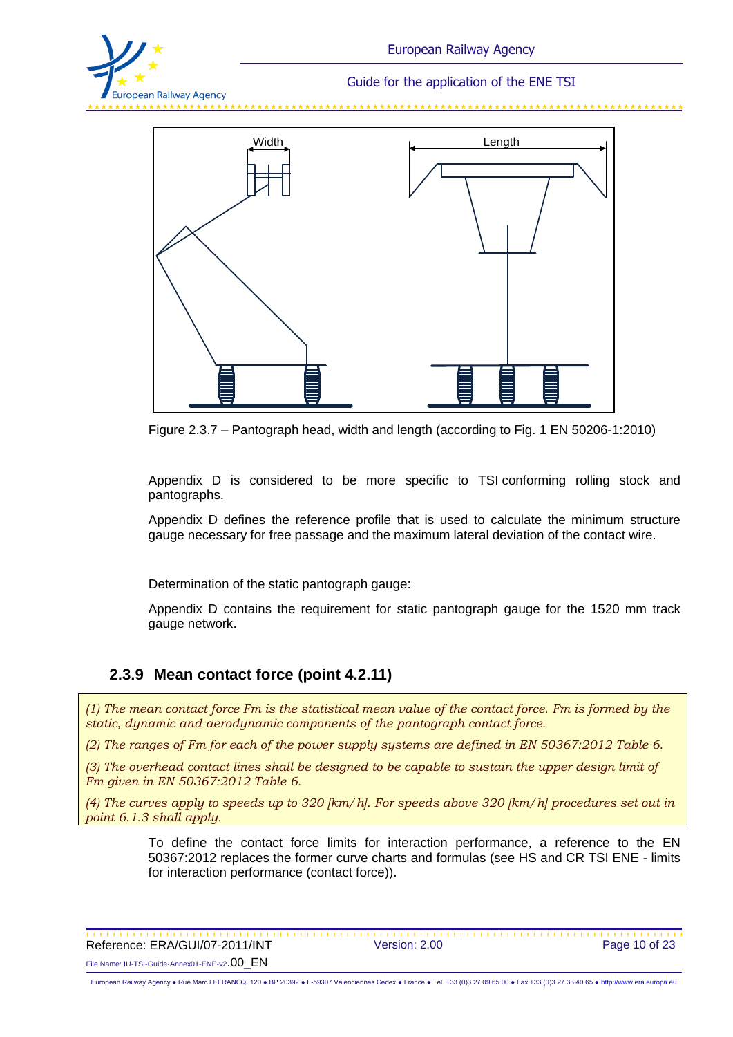Width

Length

Figure 2.3.7 – Pantograph head, width and length (according to Fig. 1 EN 50206-1:2010)

Appendix D is considered to be more specific to TSI conforming rolling stock and pantographs.

Appendix D defines the reference profile that is used to calculate the minimum structure gauge necessary for free passage and the maximum lateral deviation of the contact wire.

Determination of the static pantograph gauge:

Appendix D contains the requirement for static pantograph gauge for the 1520 mm track gauge network.

### 2.3.9 Mean contact force (point 4.2.11)

*(1) The mean contact force Fm is the statistical mean value of the contact force. Fm is formed by the static, dynamic and aerodynamic components of the pantograph contact force.*

*(2) The ranges of Fm for each of the power supply systems are defined in EN 50367:2012 Table 6.*

*(3) The overhead contact lines shall be designed to be capable to sustain the upper design limit of Fm given in EN 50367:2012 Table 6.*

*(4) The curves apply to speeds up to 320 [km/h]. For speeds above 320 [km/h] procedures set out in point 6.1.3 shall apply.*

To define the contact force limits for interaction performance, a reference to the EN 50367:2012 replaces the former curve charts and formulas (see HS and CR TSI ENE - limits for interaction performance (contact force)).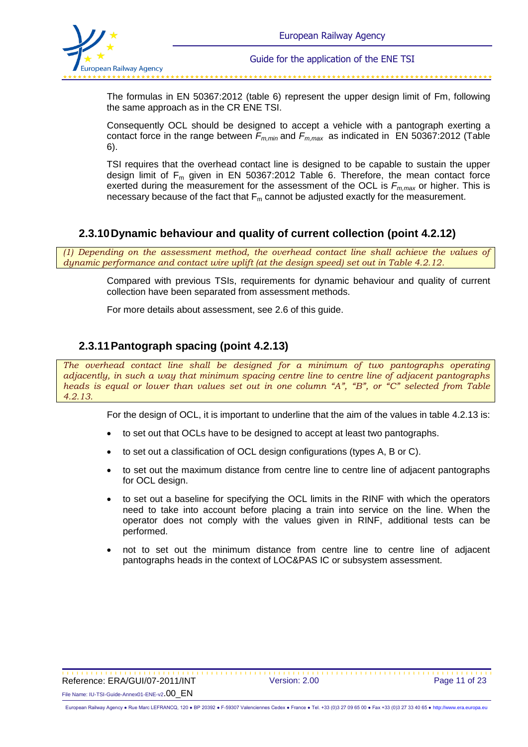The formulas in EN 50367:2012 (table 6) represent the upper design limit of Fm, following the same approach as in the CR ENE TSI.

Consequently OCL should be designed to accept a vehicle with a pantograph exerting a contact force in the range between $F_{m,min}$ and $F_{m,max}$ as indicated in EN 50367:2012 (Table 6).

TSI requires that the overhead contact line is designed to be capable to sustain the upper design limit of $F_m$ given in EN 50367:2012 Table 6. Therefore, the mean contact force exerted during the measurement for the assessment of the OCL is $F_{m,max}$ or higher. This is necessary because of the fact that $F_m$ cannot be adjusted exactly for the measurement.

### 2.3.10 Dynamic behaviour and quality of current collection (point 4.2.12)

*(1) Depending on the assessment method, the overhead contact line shall achieve the values of dynamic performance and contact wire uplift (at the design speed) set out in Table 4.2.12.*

Compared with previous TSIs, requirements for dynamic behaviour and quality of current collection have been separated from assessment methods.

For more details about assessment, see 2.6 of this guide.

### 2.3.11 Pantograph spacing (point 4.2.13)

*The overhead contact line shall be designed for a minimum of two pantographs operating adjacently, in such a way that minimum spacing centre line to centre line of adjacent pantographs heads is equal or lower than values set out in one column "A", "B", or "C" selected from Table 4.2.13.*

For the design of OCL, it is important to underline that the aim of the values in table 4.2.13 is:

- to set out that OCLs have to be designed to accept at least two pantographs.
- to set out a classification of OCL design configurations (types A, B or C).
- to set out the maximum distance from centre line to centre line of adjacent pantographs for OCL design.
- to set out a baseline for specifying the OCL limits in the RINF with which the operators need to take into account before placing a train into service on the line. When the operator does not comply with the values given in RINF, additional tests can be performed.
- not to set out the minimum distance from centre line to centre line of adjacent pantographs heads in the context of LOC&PAS IC or subsystem assessment.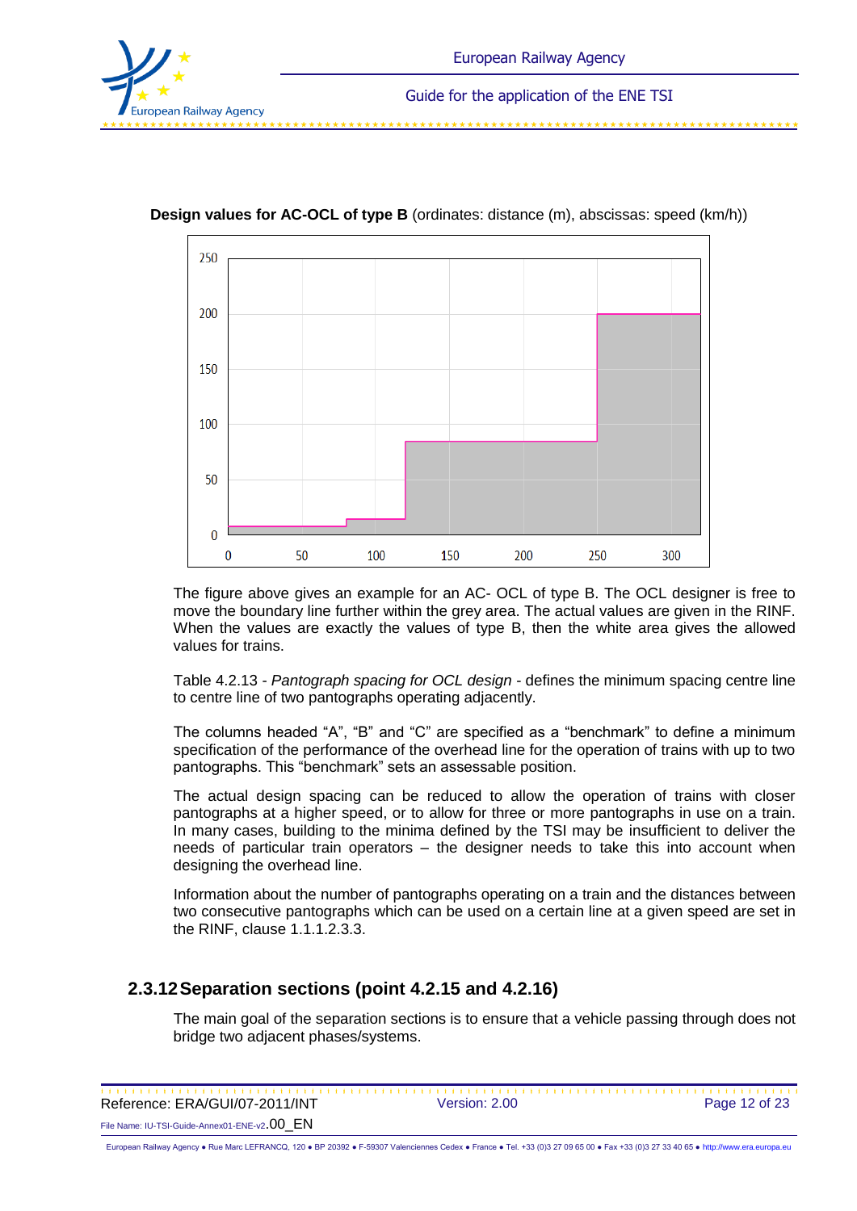**Design values for AC-OCL of type B** (ordinates: distance (m), abscissas: speed (km/h))

The figure above gives an example for an AC- OCL of type B. The OCL designer is free to move the boundary line further within the grey area. The actual values are given in the RINF. When the values are exactly the values of type B, then the white area gives the allowed values for trains.

Table 4.2.13 - *Pantograph spacing for OCL design* - defines the minimum spacing centre line to centre line of two pantographs operating adjacently.

The columns headed "A", "B" and "C" are specified as a "benchmark" to define a minimum specification of the performance of the overhead line for the operation of trains with up to two pantographs. This "benchmark" sets an assessable position.

The actual design spacing can be reduced to allow the operation of trains with closer pantographs at a higher speed, or to allow for three or more pantographs in use on a train. In many cases, building to the minima defined by the TSI may be insufficient to deliver the needs of particular train operators – the designer needs to take this into account when designing the overhead line.

Information about the number of pantographs operating on a train and the distances between two consecutive pantographs which can be used on a certain line at a given speed are set in the RINF, clause 1.1.1.2.3.3.

## 2.3.12 Separation sections (point 4.2.15 and 4.2.16)

The main goal of the separation sections is to ensure that a vehicle passing through does not bridge two adjacent phases/systems.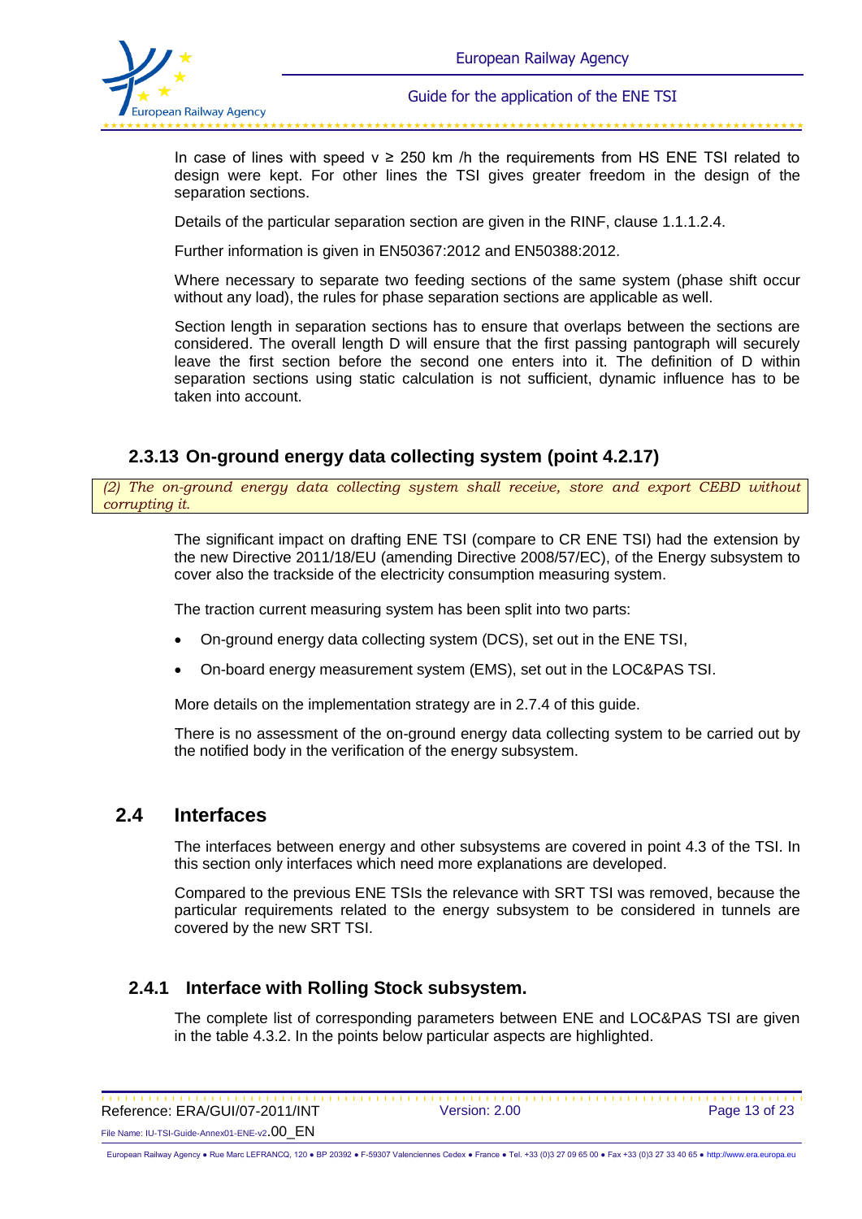In case of lines with speed $v \geq 250$ km /h the requirements from HS ENE TSI related to design were kept. For other lines the TSI gives greater freedom in the design of the separation sections.

Details of the particular separation section are given in the RINF, clause 1.1.1.2.4.

Further information is given in EN50367:2012 and EN50388:2012.

Where necessary to separate two feeding sections of the same system (phase shift occur without any load), the rules for phase separation sections are applicable as well.

Section length in separation sections has to ensure that overlaps between the sections are considered. The overall length D will ensure that the first passing pantograph will securely leave the first section before the second one enters into it. The definition of D within separation sections using static calculation is not sufficient, dynamic influence has to be taken into account.

### 2.3.13 On-ground energy data collecting system (point 4.2.17)

*(2) The on-ground energy data collecting system shall receive, store and export CEBD without corrupting it.*

The significant impact on drafting ENE TSI (compare to CR ENE TSI) had the extension by the new Directive 2011/18/EU (amending Directive 2008/57/EC), of the Energy subsystem to cover also the trackside of the electricity consumption measuring system.

The traction current measuring system has been split into two parts:

- On-ground energy data collecting system (DCS), set out in the ENE TSI,
- On-board energy measurement system (EMS), set out in the LOC&PAS TSI.

More details on the implementation strategy are in 2.7.4 of this guide.

There is no assessment of the on-ground energy data collecting system to be carried out by the notified body in the verification of the energy subsystem.

## 2.4 Interfaces

The interfaces between energy and other subsystems are covered in point 4.3 of the TSI. In this section only interfaces which need more explanations are developed.

Compared to the previous ENE TSIs the relevance with SRT TSI was removed, because the particular requirements related to the energy subsystem to be considered in tunnels are covered by the new SRT TSI.

### 2.4.1 Interface with Rolling Stock subsystem.

The complete list of corresponding parameters between ENE and LOC&PAS TSI are given in the table 4.3.2. In the points below particular aspects are highlighted.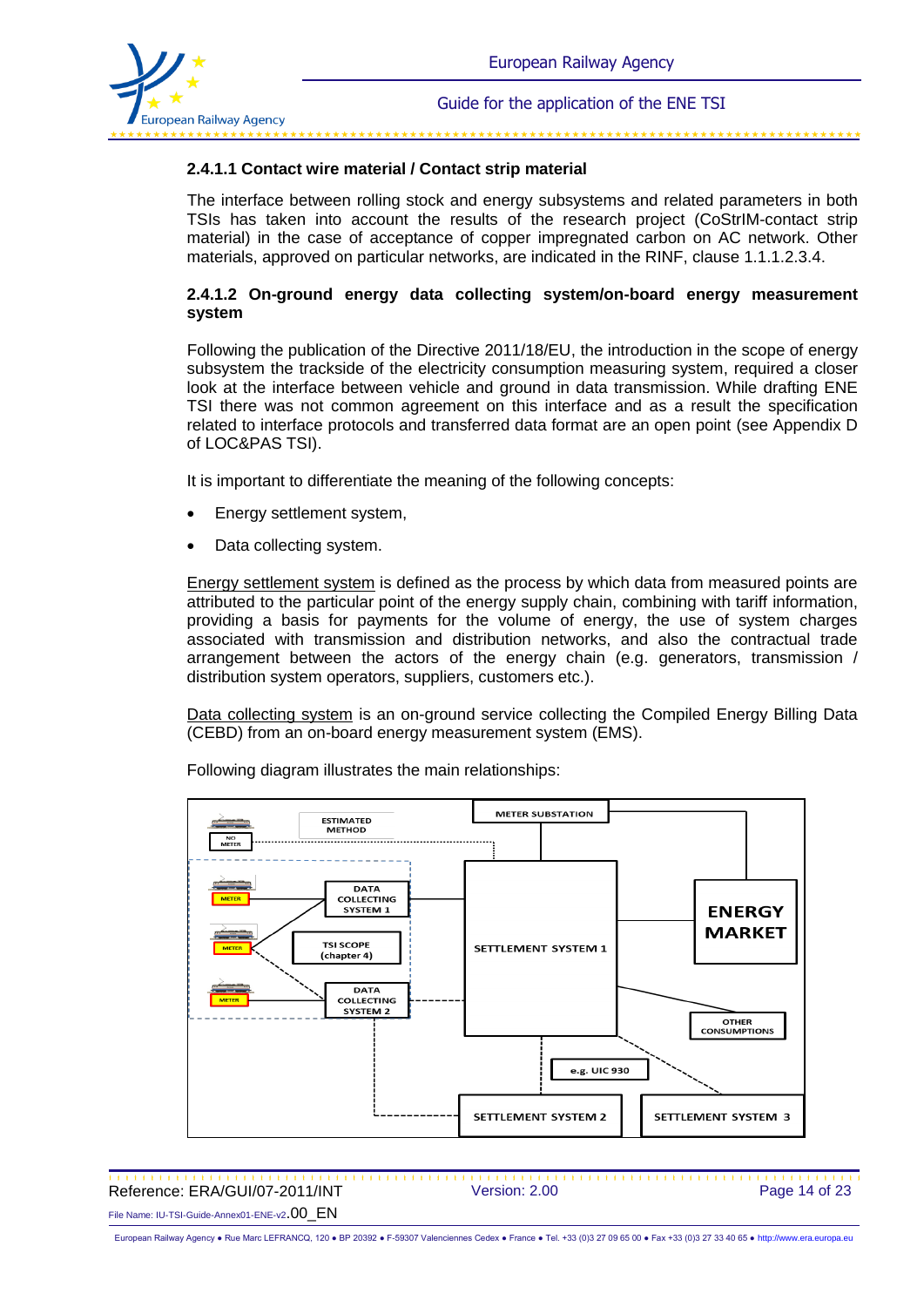### 2.4.1.1 Contact wire material / Contact strip material

The interface between rolling stock and energy subsystems and related parameters in both TSIs has taken into account the results of the research project (CoStrIM-contact strip material) in the case of acceptance of copper impregnated carbon on AC network. Other materials, approved on particular networks, are indicated in the RINF, clause 1.1.1.2.3.4.

### 2.4.1.2 On-ground energy data collecting system/on-board energy measurement system

Following the publication of the Directive 2011/18/EU, the introduction in the scope of energy subsystem the trackside of the electricity consumption measuring system, required a closer look at the interface between vehicle and ground in data transmission. While drafting ENE TSI there was not common agreement on this interface and as a result the specification related to interface protocols and transferred data format are an open point (see Appendix D of LOC&PAS TSI).

It is important to differentiate the meaning of the following concepts:

- Energy settlement system,
- Data collecting system.

Energy settlement system is defined as the process by which data from measured points are attributed to the particular point of the energy supply chain, combining with tariff information, providing a basis for payments for the volume of energy, the use of system charges associated with transmission and distribution networks, and also the contractual trade arrangement between the actors of the energy chain (e.g. generators, transmission / distribution system operators, suppliers, customers etc.).

Data collecting system is an on-ground service collecting the Compiled Energy Billing Data (CEBD) from an on-board energy measurement system (EMS).

Following diagram illustrates the main relationships: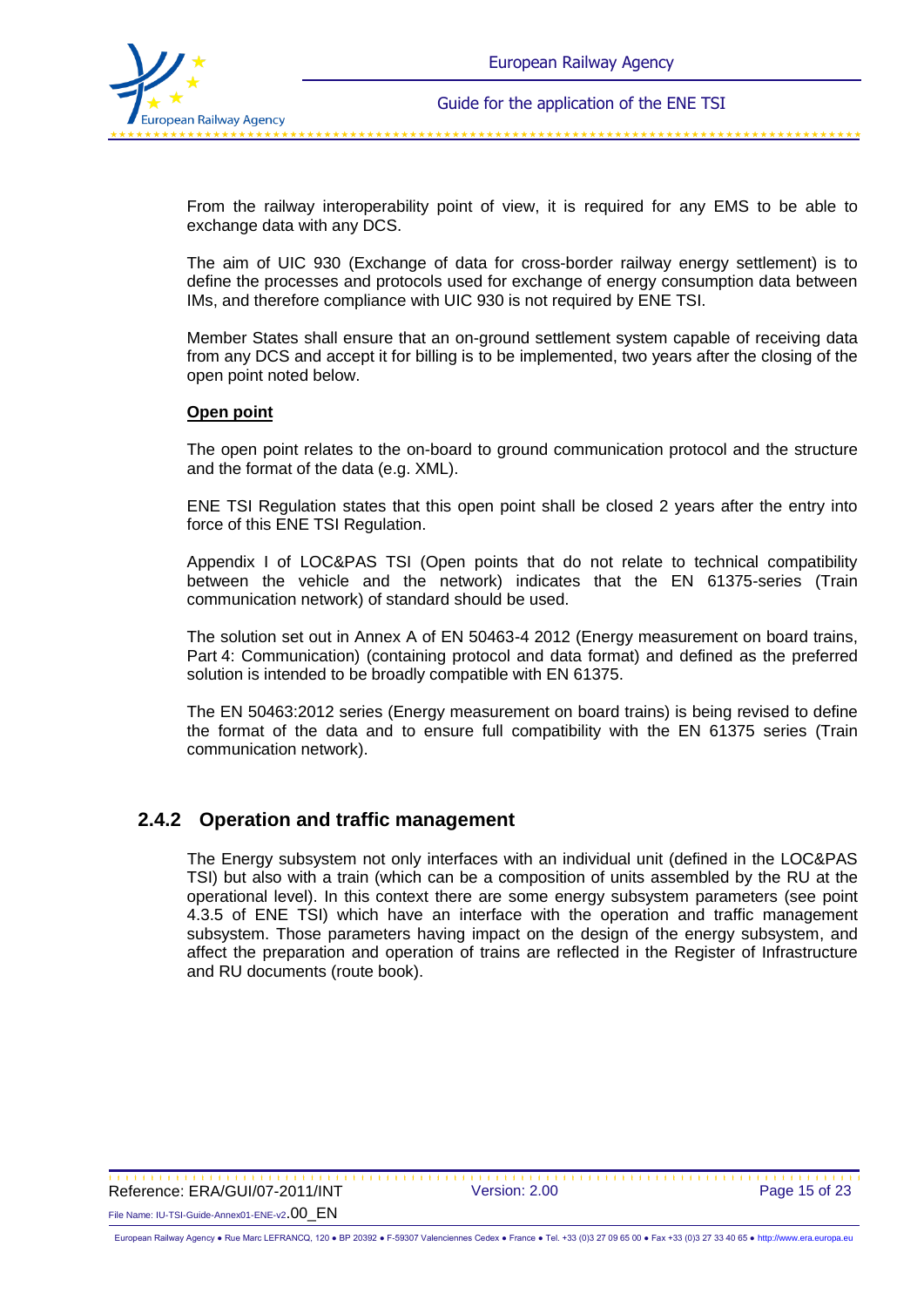From the railway interoperability point of view, it is required for any EMS to be able to exchange data with any DCS.

The aim of UIC 930 (Exchange of data for cross-border railway energy settlement) is to define the processes and protocols used for exchange of energy consumption data between IMs, and therefore compliance with UIC 930 is not required by ENE TSI.

Member States shall ensure that an on-ground settlement system capable of receiving data from any DCS and accept it for billing is to be implemented, two years after the closing of the open point noted below.

**<u>Open point</u>**

The open point relates to the on-board to ground communication protocol and the structure and the format of the data (e.g. XML).

ENE TSI Regulation states that this open point shall be closed 2 years after the entry into force of this ENE TSI Regulation.

Appendix I of LOC&PAS TSI (Open points that do not relate to technical compatibility between the vehicle and the network) indicates that the EN 61375-series (Train communication network) of standard should be used.

The solution set out in Annex A of EN 50463-4 2012 (Energy measurement on board trains, Part 4: Communication) (containing protocol and data format) and defined as the preferred solution is intended to be broadly compatible with EN 61375.

The EN 50463:2012 series (Energy measurement on board trains) is being revised to define the format of the data and to ensure full compatibility with the EN 61375 series (Train communication network).

### 2.4.2 Operation and traffic management

The Energy subsystem not only interfaces with an individual unit (defined in the LOC&PAS TSI) but also with a train (which can be a composition of units assembled by the RU at the operational level). In this context there are some energy subsystem parameters (see point 4.3.5 of ENE TSI) which have an interface with the operation and traffic management subsystem. Those parameters having impact on the design of the energy subsystem, and affect the preparation and operation of trains are reflected in the Register of Infrastructure and RU documents (route book).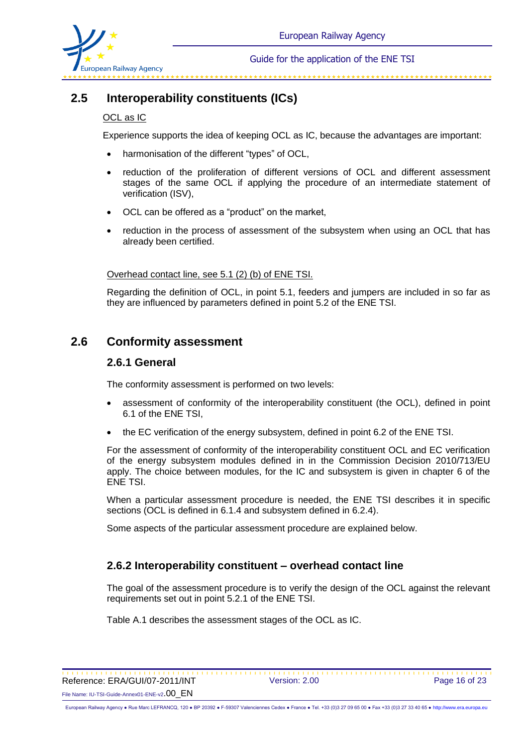## 2.5 Interoperability constituents (ICs)

OCL as IC

Experience supports the idea of keeping OCL as IC, because the advantages are important:

- harmonisation of the different "types" of OCL,
- reduction of the proliferation of different versions of OCL and different assessment stages of the same OCL if applying the procedure of an intermediate statement of verification (ISV),
- OCL can be offered as a "product" on the market,
- reduction in the process of assessment of the subsystem when using an OCL that has already been certified.

Overhead contact line, see 5.1 (2) (b) of ENE TSI.

Regarding the definition of OCL, in point 5.1, feeders and jumpers are included in so far as they are influenced by parameters defined in point 5.2 of the ENE TSI.

## 2.6 Conformity assessment

### 2.6.1 General

The conformity assessment is performed on two levels:

- assessment of conformity of the interoperability constituent (the OCL), defined in point 6.1 of the ENE TSI,
- the EC verification of the energy subsystem, defined in point 6.2 of the ENE TSI.

For the assessment of conformity of the interoperability constituent OCL and EC verification of the energy subsystem modules defined in in the Commission Decision 2010/713/EU apply. The choice between modules, for the IC and subsystem is given in chapter 6 of the ENE TSI.

When a particular assessment procedure is needed, the ENE TSI describes it in specific sections (OCL is defined in 6.1.4 and subsystem defined in 6.2.4).

Some aspects of the particular assessment procedure are explained below.

### 2.6.2 Interoperability constituent – overhead contact line

The goal of the assessment procedure is to verify the design of the OCL against the relevant requirements set out in point 5.2.1 of the ENE TSI.

Table A.1 describes the assessment stages of the OCL as IC.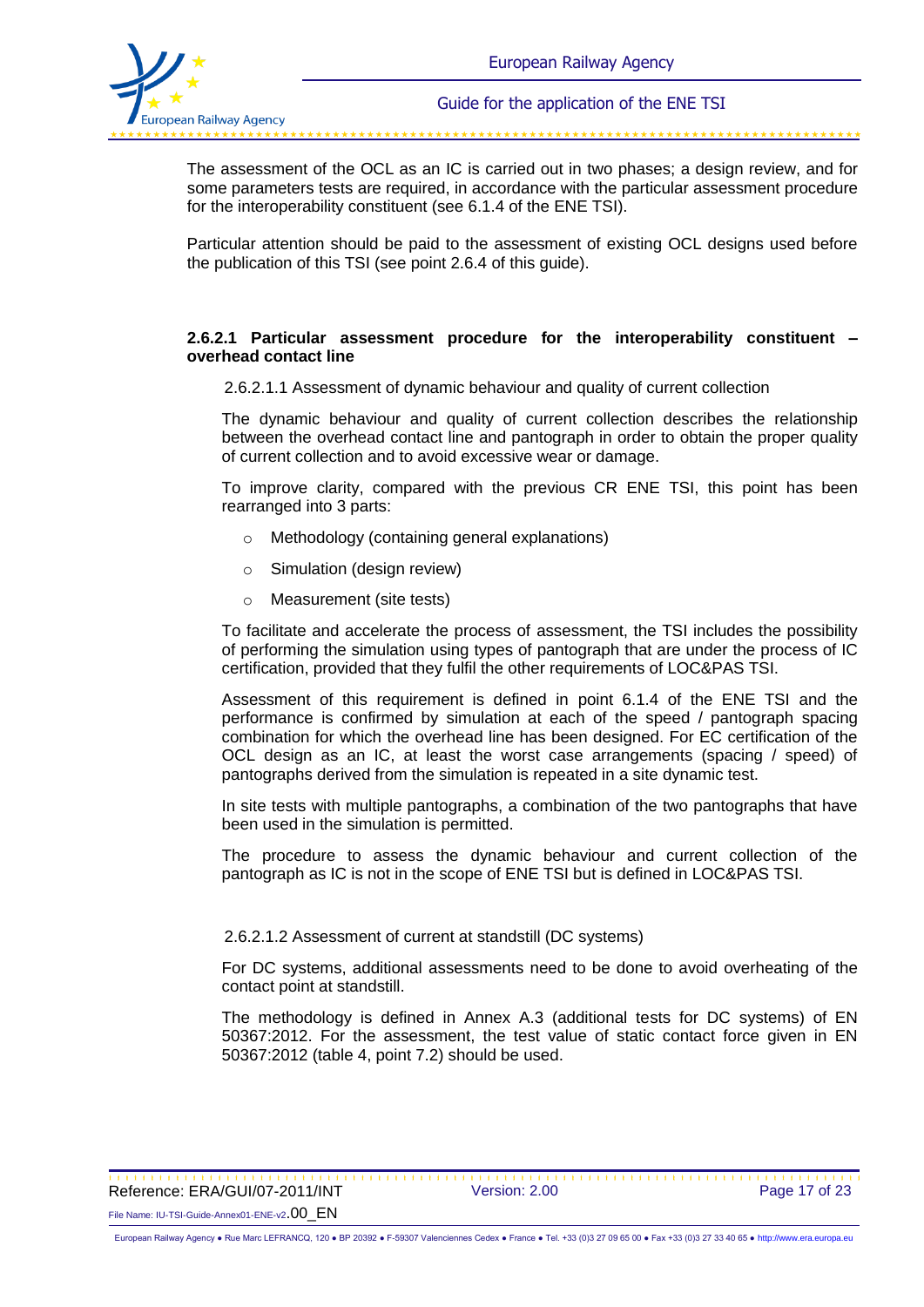The assessment of the OCL as an IC is carried out in two phases; a design review, and for some parameters tests are required, in accordance with the particular assessment procedure for the interoperability constituent (see 6.1.4 of the ENE TSI).

Particular attention should be paid to the assessment of existing OCL designs used before the publication of this TSI (see point 2.6.4 of this guide).

#### 2.6.2.1 Particular assessment procedure for the interoperability constituent – overhead contact line

##### 2.6.2.1.1 Assessment of dynamic behaviour and quality of current collection

The dynamic behaviour and quality of current collection describes the relationship between the overhead contact line and pantograph in order to obtain the proper quality of current collection and to avoid excessive wear or damage.

To improve clarity, compared with the previous CR ENE TSI, this point has been rearranged into 3 parts:

- Methodology (containing general explanations)
- Simulation (design review)
- Measurement (site tests)

To facilitate and accelerate the process of assessment, the TSI includes the possibility of performing the simulation using types of pantograph that are under the process of IC certification, provided that they fulfil the other requirements of LOC&PAS TSI.

Assessment of this requirement is defined in point 6.1.4 of the ENE TSI and the performance is confirmed by simulation at each of the speed / pantograph spacing combination for which the overhead line has been designed. For EC certification of the OCL design as an IC, at least the worst case arrangements (spacing / speed) of pantographs derived from the simulation is repeated in a site dynamic test.

In site tests with multiple pantographs, a combination of the two pantographs that have been used in the simulation is permitted.

The procedure to assess the dynamic behaviour and current collection of the pantograph as IC is not in the scope of ENE TSI but is defined in LOC&PAS TSI.

##### 2.6.2.1.2 Assessment of current at standstill (DC systems)

For DC systems, additional assessments need to be done to avoid overheating of the contact point at standstill.

The methodology is defined in Annex A.3 (additional tests for DC systems) of EN 50367:2012. For the assessment, the test value of static contact force given in EN 50367:2012 (table 4, point 7.2) should be used.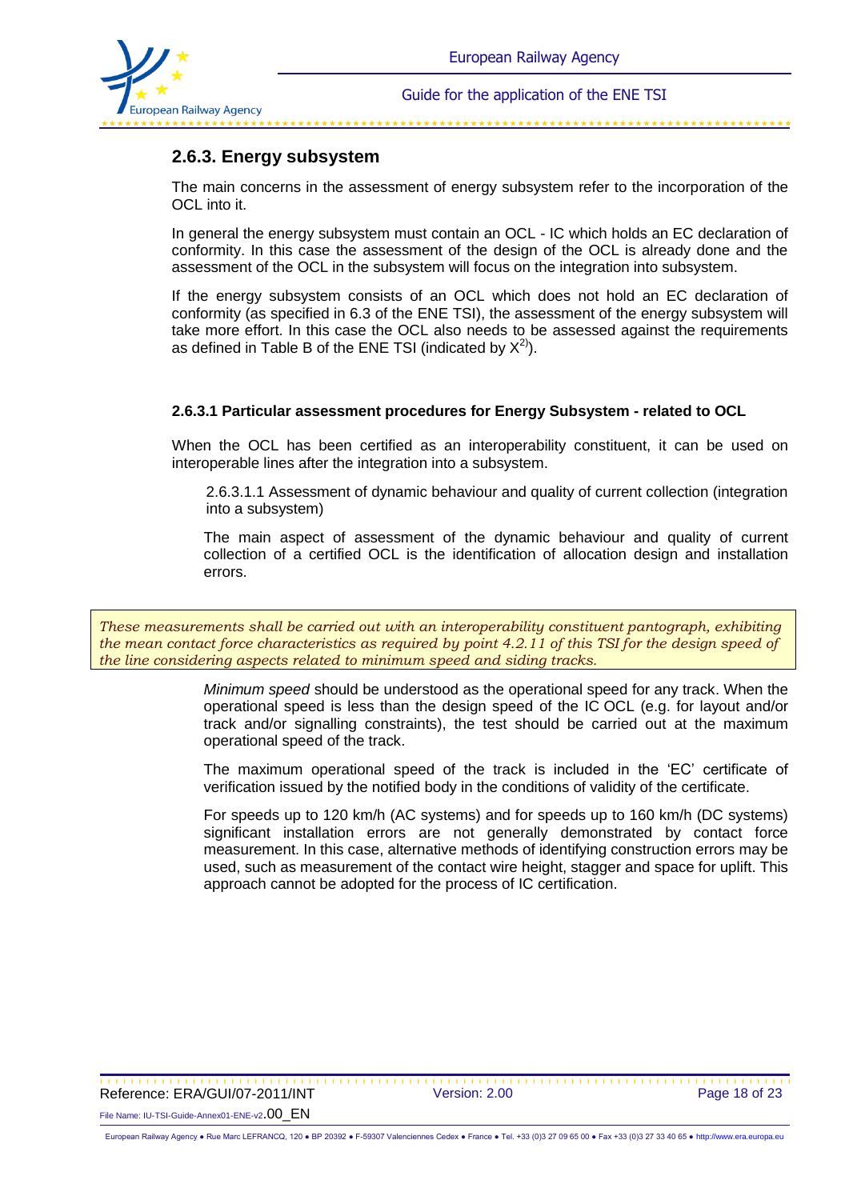## 2.6.3. Energy subsystem

The main concerns in the assessment of energy subsystem refer to the incorporation of the OCL into it.

In general the energy subsystem must contain an OCL - IC which holds an EC declaration of conformity. In this case the assessment of the design of the OCL is already done and the assessment of the OCL in the subsystem will focus on the integration into subsystem.

If the energy subsystem consists of an OCL which does not hold an EC declaration of conformity (as specified in 6.3 of the ENE TSI), the assessment of the energy subsystem will take more effort. In this case the OCL also needs to be assessed against the requirements as defined in Table B of the ENE TSI (indicated by $X^{2)}$).

### 2.6.3.1 Particular assessment procedures for Energy Subsystem - related to OCL

When the OCL has been certified as an interoperability constituent, it can be used on interoperable lines after the integration into a subsystem.

2.6.3.1.1 Assessment of dynamic behaviour and quality of current collection (integration into a subsystem)

The main aspect of assessment of the dynamic behaviour and quality of current collection of a certified OCL is the identification of allocation design and installation errors.

> *These measurements shall be carried out with an interoperability constituent pantograph, exhibiting the mean contact force characteristics as required by point 4.2.11 of this TSI for the design speed of the line considering aspects related to minimum speed and siding tracks.*

*Minimum speed* should be understood as the operational speed for any track. When the operational speed is less than the design speed of the IC OCL (e.g. for layout and/or track and/or signalling constraints), the test should be carried out at the maximum operational speed of the track.

The maximum operational speed of the track is included in the 'EC' certificate of verification issued by the notified body in the conditions of validity of the certificate.

For speeds up to 120 km/h (AC systems) and for speeds up to 160 km/h (DC systems) significant installation errors are not generally demonstrated by contact force measurement. In this case, alternative methods of identifying construction errors may be used, such as measurement of the contact wire height, stagger and space for uplift. This approach cannot be adopted for the process of IC certification.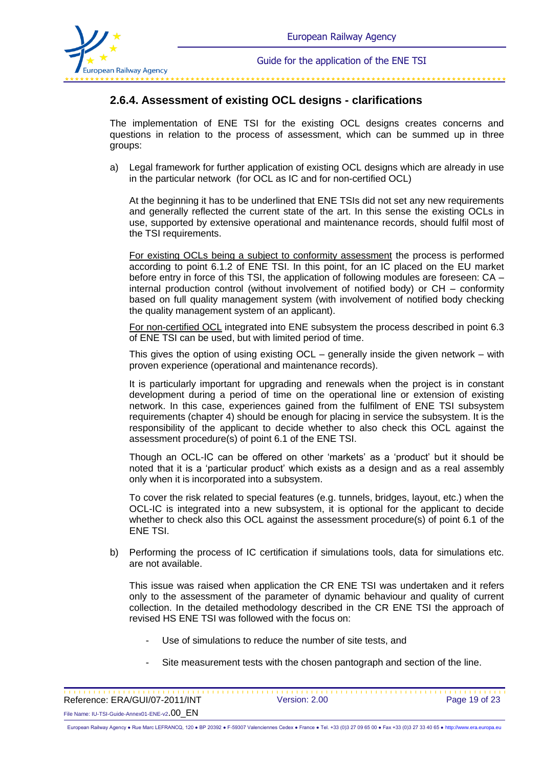### 2.6.4. Assessment of existing OCL designs - clarifications

The implementation of ENE TSI for the existing OCL designs creates concerns and questions in relation to the process of assessment, which can be summed up in three groups:

a) Legal framework for further application of existing OCL designs which are already in use in the particular network (for OCL as IC and for non-certified OCL)

   At the beginning it has to be underlined that ENE TSIs did not set any new requirements and generally reflected the current state of the art. In this sense the existing OCLs in use, supported by extensive operational and maintenance records, should fulfil most of the TSI requirements.

   <u>For existing OCLs being a subject to conformity assessment</u> the process is performed according to point 6.1.2 of ENE TSI. In this point, for an IC placed on the EU market before entry in force of this TSI, the application of following modules are foreseen: CA – internal production control (without involvement of notified body) or CH – conformity based on full quality management system (with involvement of notified body checking the quality management system of an applicant).

   <u>For non-certified OCL</u> integrated into ENE subsystem the process described in point 6.3 of ENE TSI can be used, but with limited period of time.

   This gives the option of using existing OCL – generally inside the given network – with proven experience (operational and maintenance records).

   It is particularly important for upgrading and renewals when the project is in constant development during a period of time on the operational line or extension of existing network. In this case, experiences gained from the fulfilment of ENE TSI subsystem requirements (chapter 4) should be enough for placing in service the subsystem. It is the responsibility of the applicant to decide whether to also check this OCL against the assessment procedure(s) of point 6.1 of the ENE TSI.

   Though an OCL-IC can be offered on other 'markets' as a 'product' but it should be noted that it is a 'particular product' which exists as a design and as a real assembly only when it is incorporated into a subsystem.

   To cover the risk related to special features (e.g. tunnels, bridges, layout, etc.) when the OCL-IC is integrated into a new subsystem, it is optional for the applicant to decide whether to check also this OCL against the assessment procedure(s) of point 6.1 of the ENE TSI.

b) Performing the process of IC certification if simulations tools, data for simulations etc. are not available.

   This issue was raised when application the CR ENE TSI was undertaken and it refers only to the assessment of the parameter of dynamic behaviour and quality of current collection. In the detailed methodology described in the CR ENE TSI the approach of revised HS ENE TSI was followed with the focus on:

   - Use of simulations to reduce the number of site tests, and
   - Site measurement tests with the chosen pantograph and section of the line.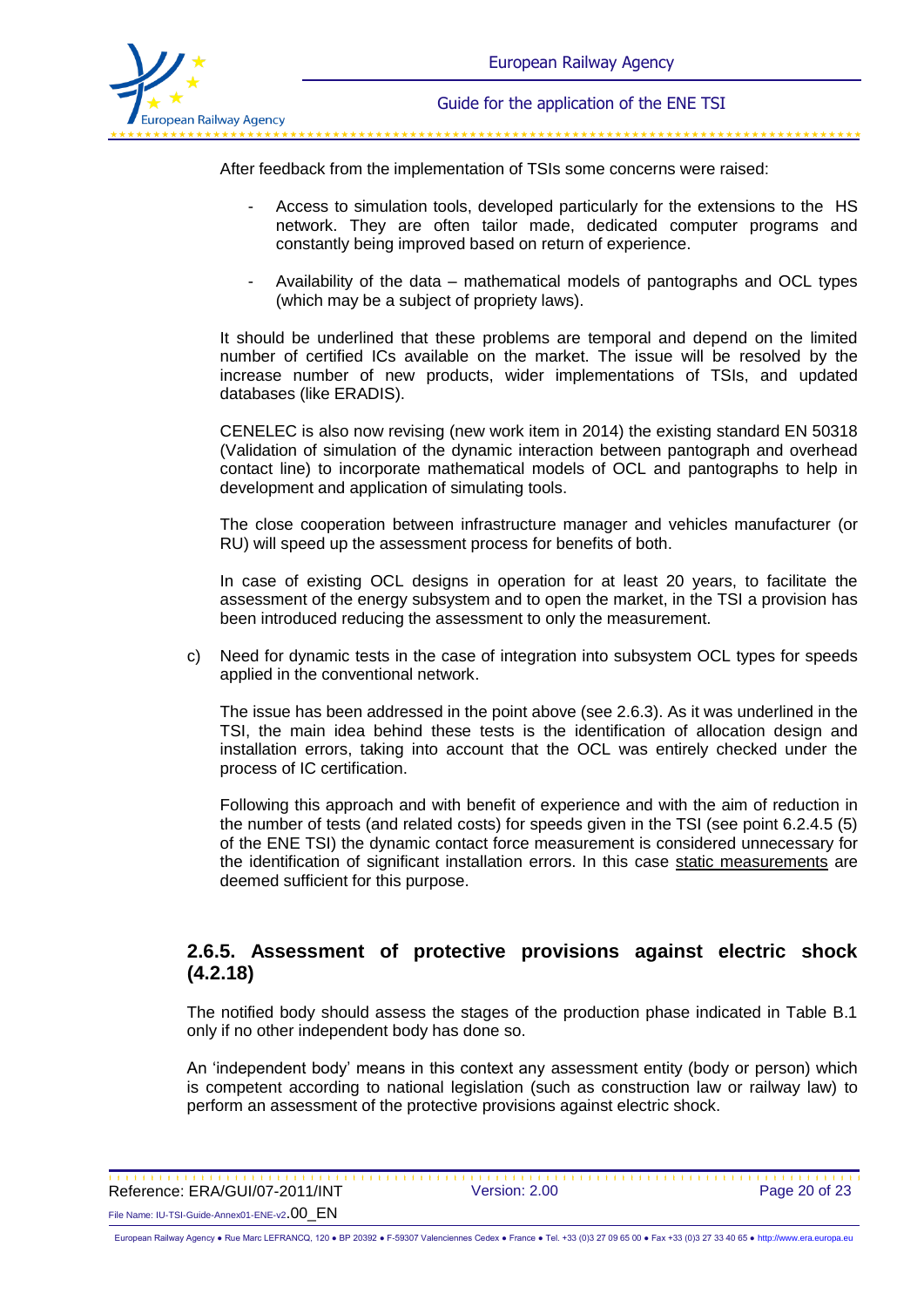After feedback from the implementation of TSIs some concerns were raised:

- Access to simulation tools, developed particularly for the extensions to the HS network. They are often tailor made, dedicated computer programs and constantly being improved based on return of experience.

- Availability of the data – mathematical models of pantographs and OCL types (which may be a subject of propriety laws).

It should be underlined that these problems are temporal and depend on the limited number of certified ICs available on the market. The issue will be resolved by the increase number of new products, wider implementations of TSIs, and updated databases (like ERADIS).

CENELEC is also now revising (new work item in 2014) the existing standard EN 50318 (Validation of simulation of the dynamic interaction between pantograph and overhead contact line) to incorporate mathematical models of OCL and pantographs to help in development and application of simulating tools.

The close cooperation between infrastructure manager and vehicles manufacturer (or RU) will speed up the assessment process for benefits of both.

In case of existing OCL designs in operation for at least 20 years, to facilitate the assessment of the energy subsystem and to open the market, in the TSI a provision has been introduced reducing the assessment to only the measurement.

c) Need for dynamic tests in the case of integration into subsystem OCL types for speeds applied in the conventional network.

The issue has been addressed in the point above (see 2.6.3). As it was underlined in the TSI, the main idea behind these tests is the identification of allocation design and installation errors, taking into account that the OCL was entirely checked under the process of IC certification.

Following this approach and with benefit of experience and with the aim of reduction in the number of tests (and related costs) for speeds given in the TSI (see point 6.2.4.5 (5) of the ENE TSI) the dynamic contact force measurement is considered unnecessary for the identification of significant installation errors. In this case <u>static measurements</u> are deemed sufficient for this purpose.

### 2.6.5. Assessment of protective provisions against electric shock (4.2.18)

The notified body should assess the stages of the production phase indicated in Table B.1 only if no other independent body has done so.

An 'independent body' means in this context any assessment entity (body or person) which is competent according to national legislation (such as construction law or railway law) to perform an assessment of the protective provisions against electric shock.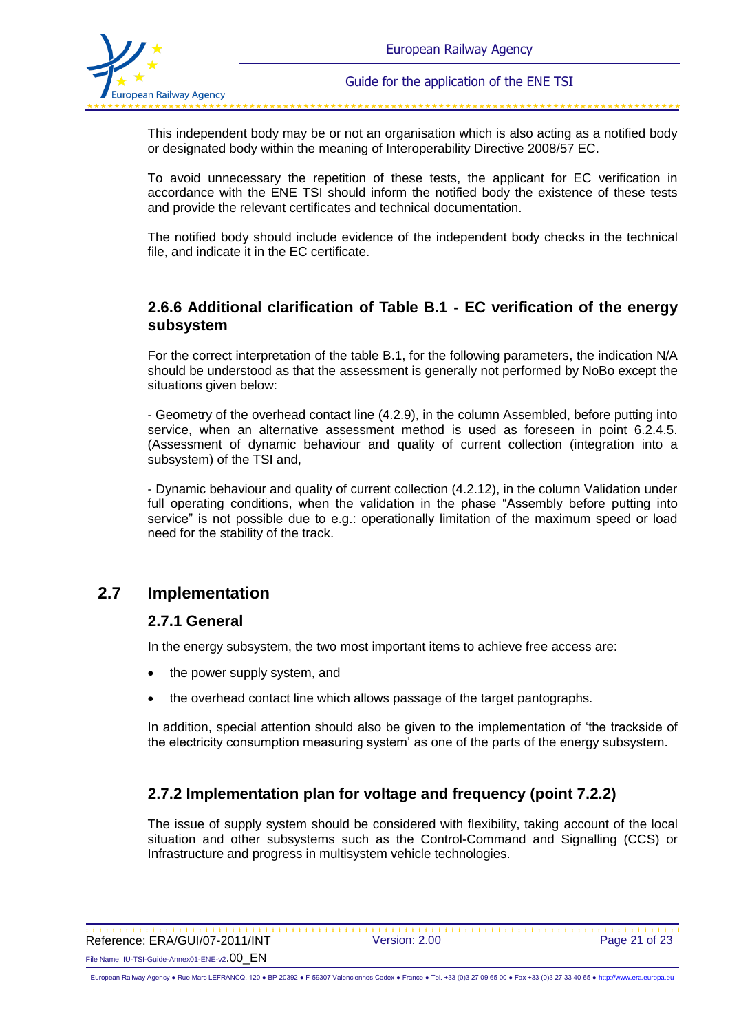This independent body may be or not an organisation which is also acting as a notified body or designated body within the meaning of Interoperability Directive 2008/57 EC.

To avoid unnecessary the repetition of these tests, the applicant for EC verification in accordance with the ENE TSI should inform the notified body the existence of these tests and provide the relevant certificates and technical documentation.

The notified body should include evidence of the independent body checks in the technical file, and indicate it in the EC certificate.

### 2.6.6 Additional clarification of Table B.1 - EC verification of the energy subsystem

For the correct interpretation of the table B.1, for the following parameters, the indication N/A should be understood as that the assessment is generally not performed by NoBo except the situations given below:

- Geometry of the overhead contact line (4.2.9), in the column Assembled, before putting into service, when an alternative assessment method is used as foreseen in point 6.2.4.5. (Assessment of dynamic behaviour and quality of current collection (integration into a subsystem) of the TSI and,

- Dynamic behaviour and quality of current collection (4.2.12), in the column Validation under full operating conditions, when the validation in the phase "Assembly before putting into service" is not possible due to e.g.: operationally limitation of the maximum speed or load need for the stability of the track.

## 2.7 Implementation

### 2.7.1 General

In the energy subsystem, the two most important items to achieve free access are:

- the power supply system, and
- the overhead contact line which allows passage of the target pantographs.

In addition, special attention should also be given to the implementation of 'the trackside of the electricity consumption measuring system' as one of the parts of the energy subsystem.

### 2.7.2 Implementation plan for voltage and frequency (point 7.2.2)

The issue of supply system should be considered with flexibility, taking account of the local situation and other subsystems such as the Control-Command and Signalling (CCS) or Infrastructure and progress in multisystem vehicle technologies.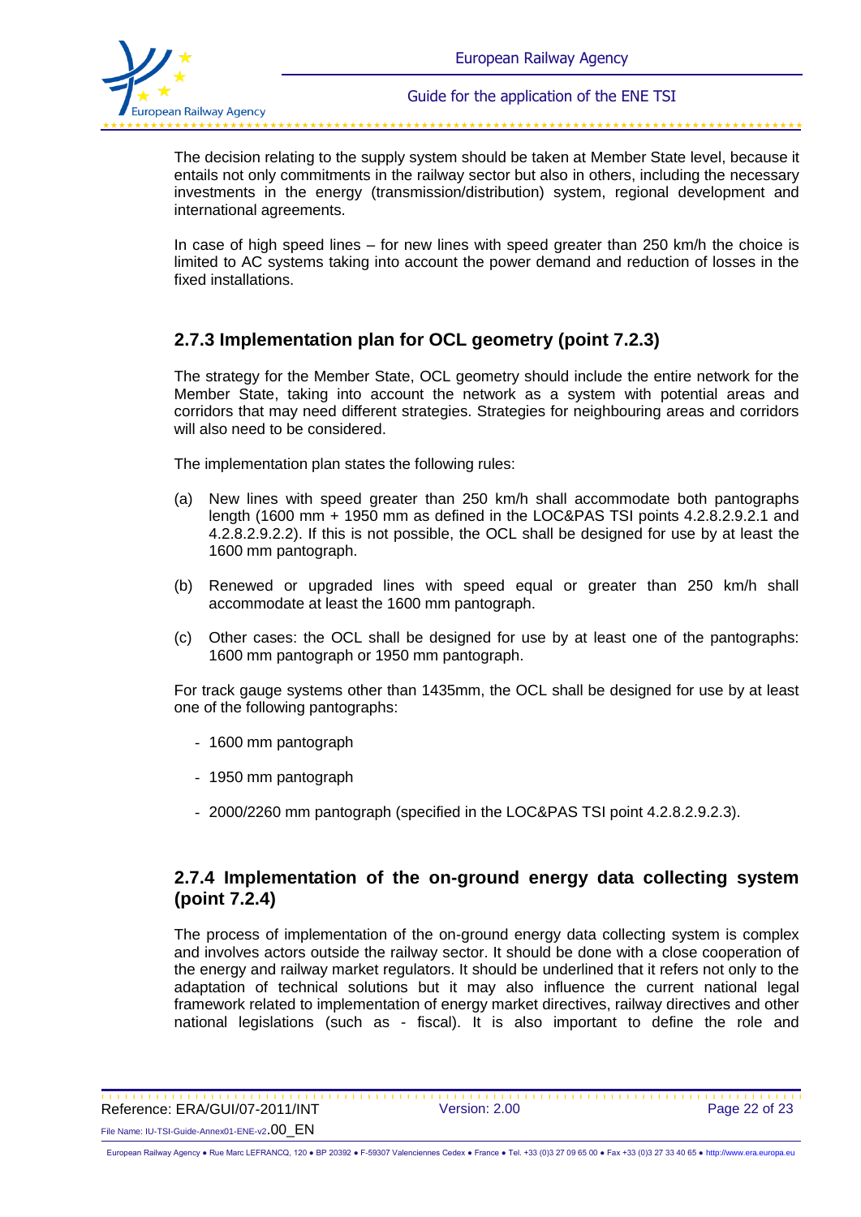The decision relating to the supply system should be taken at Member State level, because it entails not only commitments in the railway sector but also in others, including the necessary investments in the energy (transmission/distribution) system, regional development and international agreements.

In case of high speed lines – for new lines with speed greater than 250 km/h the choice is limited to AC systems taking into account the power demand and reduction of losses in the fixed installations.

### 2.7.3 Implementation plan for OCL geometry (point 7.2.3)

The strategy for the Member State, OCL geometry should include the entire network for the Member State, taking into account the network as a system with potential areas and corridors that may need different strategies. Strategies for neighbouring areas and corridors will also need to be considered.

The implementation plan states the following rules:

(a) New lines with speed greater than 250 km/h shall accommodate both pantographs length (1600 mm + 1950 mm as defined in the LOC&PAS TSI points 4.2.8.2.9.2.1 and 4.2.8.2.9.2.2). If this is not possible, the OCL shall be designed for use by at least the 1600 mm pantograph.

(b) Renewed or upgraded lines with speed equal or greater than 250 km/h shall accommodate at least the 1600 mm pantograph.

(c) Other cases: the OCL shall be designed for use by at least one of the pantographs: 1600 mm pantograph or 1950 mm pantograph.

For track gauge systems other than 1435mm, the OCL shall be designed for use by at least one of the following pantographs:

- 1600 mm pantograph
- 1950 mm pantograph
- 2000/2260 mm pantograph (specified in the LOC&PAS TSI point 4.2.8.2.9.2.3).

### 2.7.4 Implementation of the on-ground energy data collecting system (point 7.2.4)

The process of implementation of the on-ground energy data collecting system is complex and involves actors outside the railway sector. It should be done with a close cooperation of the energy and railway market regulators. It should be underlined that it refers not only to the adaptation of technical solutions but it may also influence the current national legal framework related to implementation of energy market directives, railway directives and other national legislations (such as - fiscal). It is also important to define the role and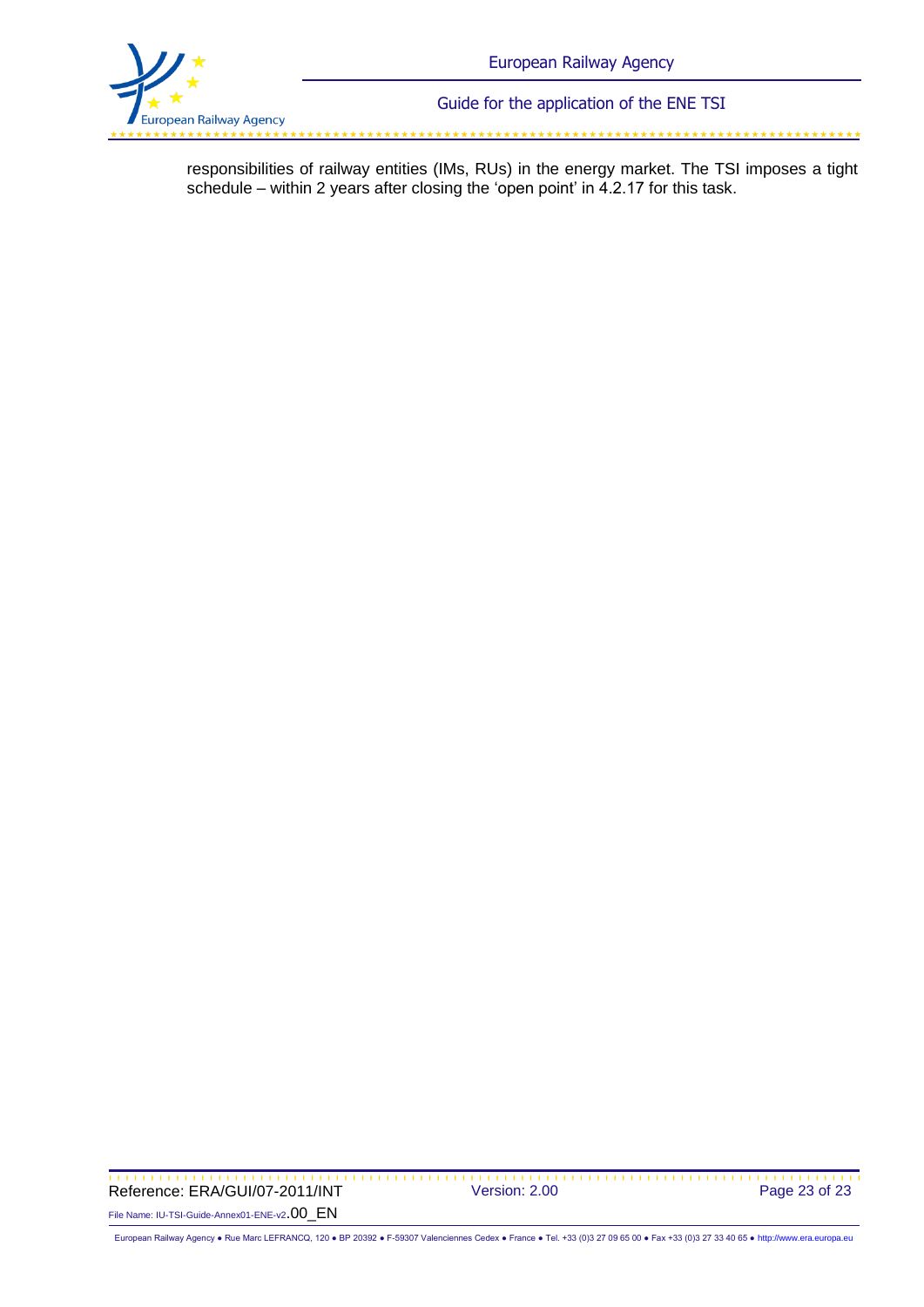responsibilities of railway entities (IMs, RUs) in the energy market. The TSI imposes a tight schedule – within 2 years after closing the 'open point' in 4.2.17 for this task.